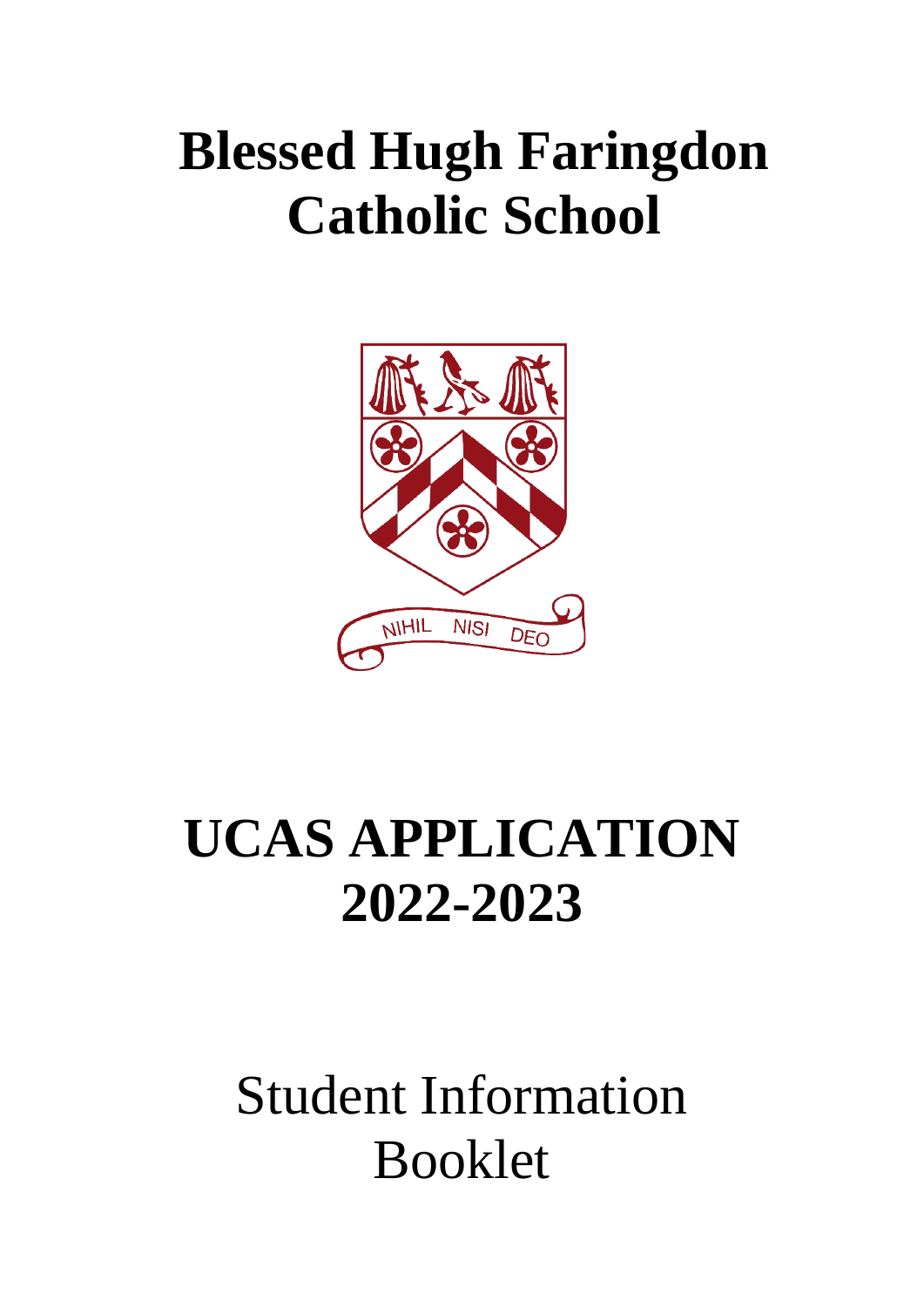# Blessed Hugh Faringdon Catholic School

NIHIL NISI DEO

# UCAS APPLICATION 2022-2023

Student Information Booklet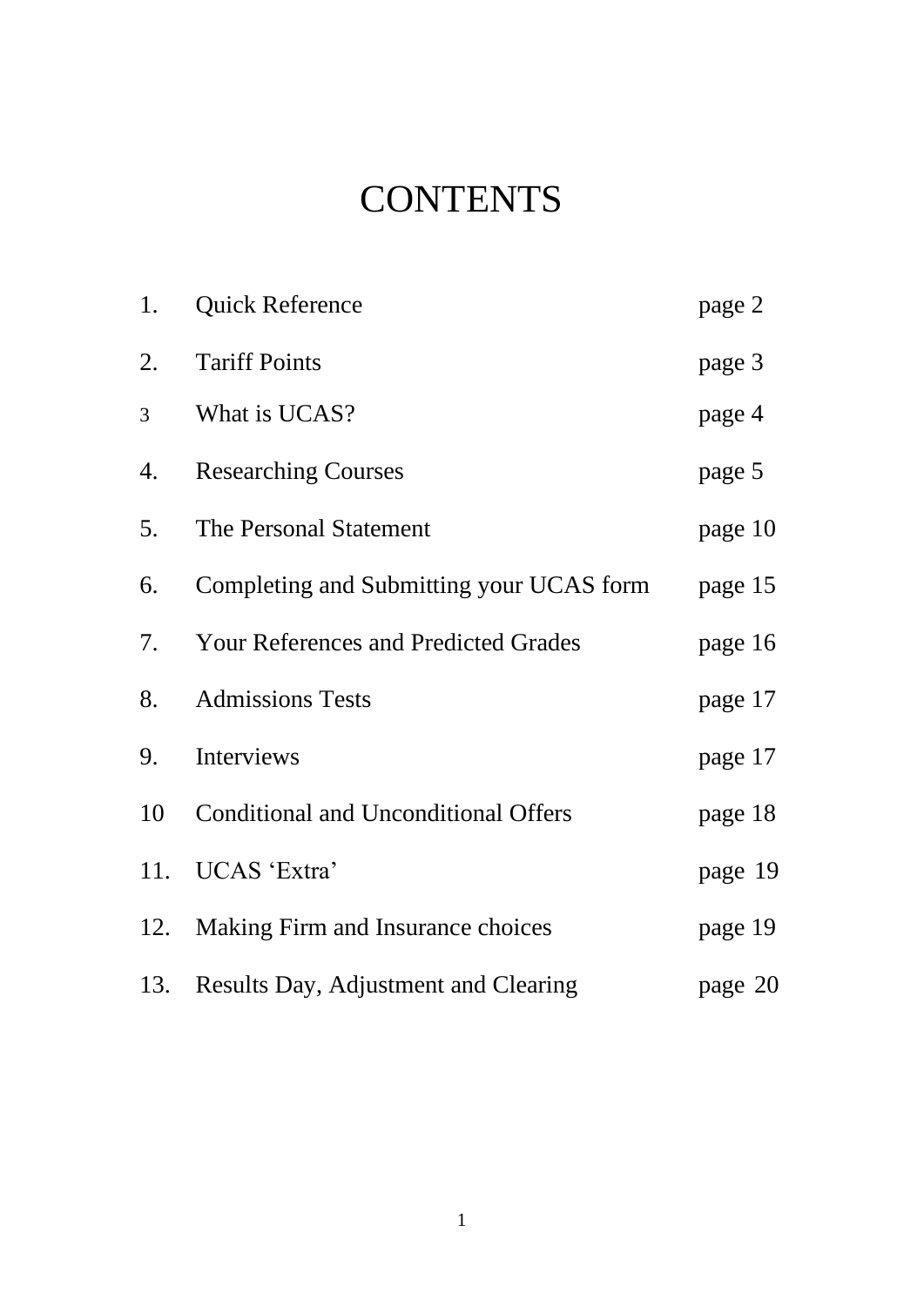# CONTENTS

| | | |
|---|---|---|
| 1. | Quick Reference | page 2 |
| 2. | Tariff Points | page 3 |
| 3 | What is UCAS? | page 4 |
| 4. | Researching Courses | page 5 |
| 5. | The Personal Statement | page 10 |
| 6. | Completing and Submitting your UCAS form | page 15 |
| 7. | Your References and Predicted Grades | page 16 |
| 8. | Admissions Tests | page 17 |
| 9. | Interviews | page 17 |
| 10 | Conditional and Unconditional Offers | page 18 |
| 11. | UCAS 'Extra' | page 19 |
| 12. | Making Firm and Insurance choices | page 19 |
| 13. | Results Day, Adjustment and Clearing | page 20 |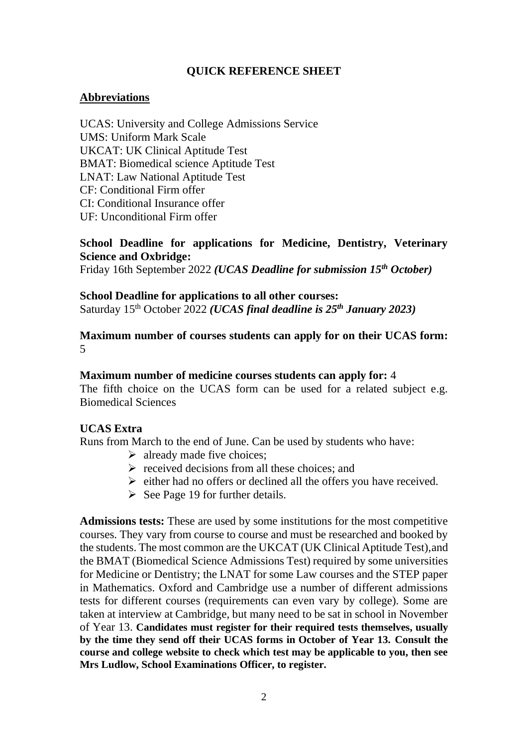# QUICK REFERENCE SHEET

## Abbreviations

UCAS: University and College Admissions Service
UMS: Uniform Mark Scale
UKCAT: UK Clinical Aptitude Test
BMAT: Biomedical science Aptitude Test
LNAT: Law National Aptitude Test
CF: Conditional Firm offer
CI: Conditional Insurance offer
UF: Unconditional Firm offer

**School Deadline for applications for Medicine, Dentistry, Veterinary Science and Oxbridge:**
Friday 16th September 2022 ***(UCAS Deadline for submission 15th October)***

**School Deadline for applications to all other courses:**
Saturday 15th October 2022 ***(UCAS final deadline is 25th January 2023)***

**Maximum number of courses students can apply for on their UCAS form:** 5

**Maximum number of medicine courses students can apply for:** 4
The fifth choice on the UCAS form can be used for a related subject e.g. Biomedical Sciences

**UCAS Extra**
Runs from March to the end of June. Can be used by students who have:

- already made five choices;
- received decisions from all these choices; and
- either had no offers or declined all the offers you have received.
- See Page 19 for further details.

**Admissions tests:** These are used by some institutions for the most competitive courses. They vary from course to course and must be researched and booked by the students. The most common are the UKCAT (UK Clinical Aptitude Test),and the BMAT (Biomedical Science Admissions Test) required by some universities for Medicine or Dentistry; the LNAT for some Law courses and the STEP paper in Mathematics. Oxford and Cambridge use a number of different admissions tests for different courses (requirements can even vary by college). Some are taken at interview at Cambridge, but many need to be sat in school in November of Year 13. **Candidates must register for their required tests themselves, usually by the time they send off their UCAS forms in October of Year 13. Consult the course and college website to check which test may be applicable to you, then see Mrs Ludlow, School Examinations Officer, to register.**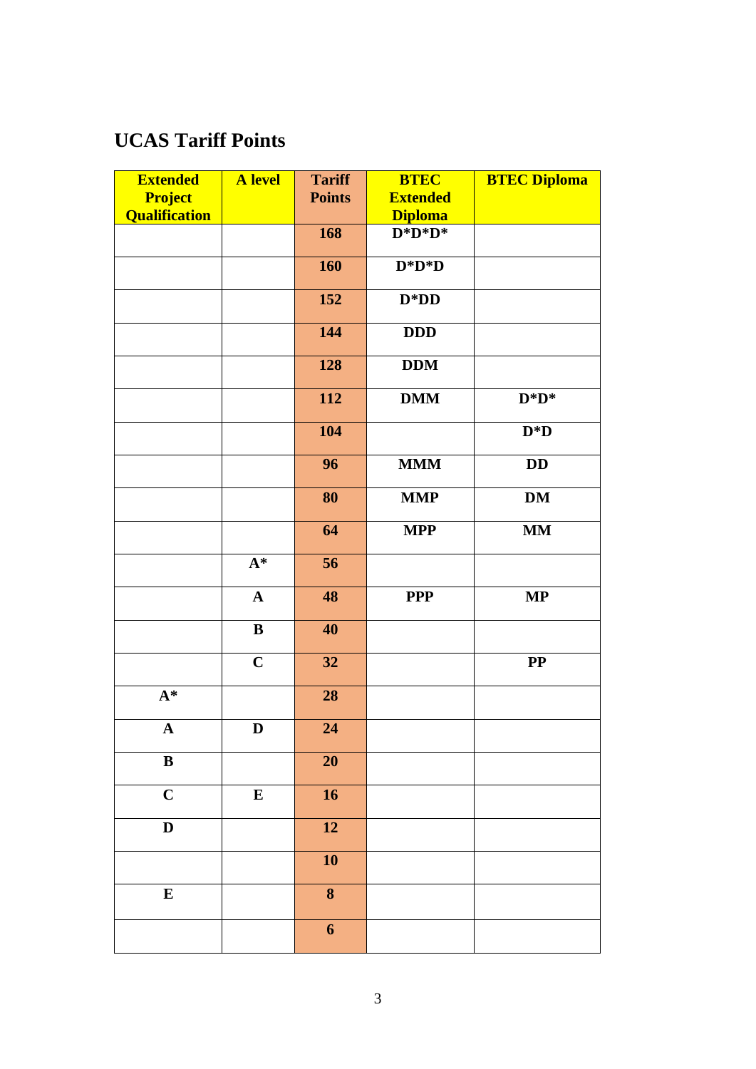## UCAS Tariff Points

| Extended Project Qualification | A level | Tariff Points | BTEC Extended Diploma | BTEC Diploma |
|---|---|---|---|---|
| | | 168 | D*D*D* | |
| | | 160 | D*D*D | |
| | | 152 | D*DD | |
| | | 144 | DDD | |
| | | 128 | DDM | |
| | | 112 | DMM | D*D* |
| | | 104 | | D*D |
| | | 96 | MMM | DD |
| | | 80 | MMP | DM |
| | | 64 | MPP | MM |
| | A* | 56 | | |
| | A | 48 | PPP | MP |
| | B | 40 | | |
| | C | 32 | | PP |
| A* | | 28 | | |
| A | D | 24 | | |
| B | | 20 | | |
| C | E | 16 | | |
| D | | 12 | | |
| | | 10 | | |
| E | | 8 | | |
| | | 6 | | |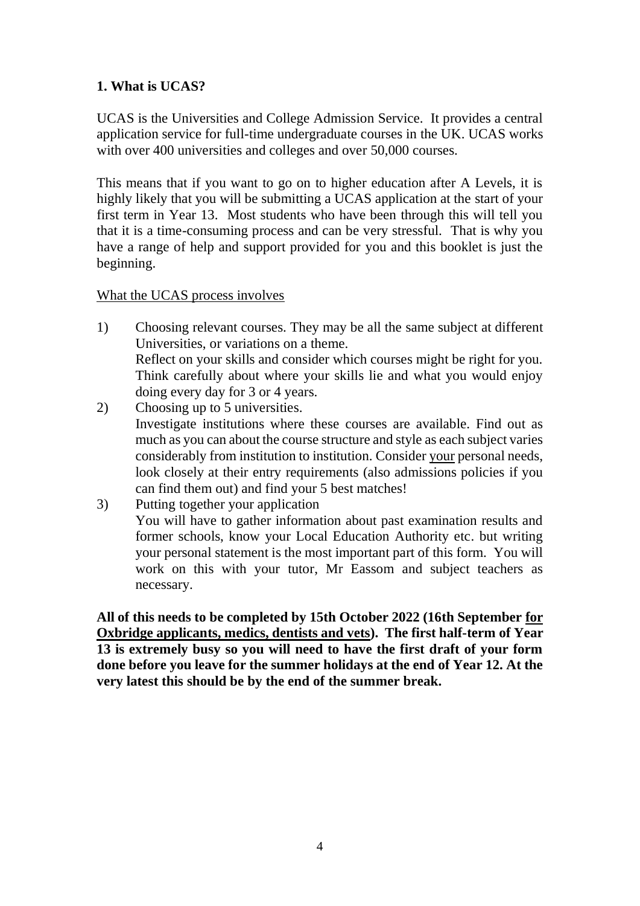## 1. What is UCAS?

UCAS is the Universities and College Admission Service. It provides a central application service for full-time undergraduate courses in the UK. UCAS works with over 400 universities and colleges and over 50,000 courses.

This means that if you want to go on to higher education after A Levels, it is highly likely that you will be submitting a UCAS application at the start of your first term in Year 13. Most students who have been through this will tell you that it is a time-consuming process and can be very stressful. That is why you have a range of help and support provided for you and this booklet is just the beginning.

<u>What the UCAS process involves</u>

1) Choosing relevant courses. They may be all the same subject at different Universities, or variations on a theme.
   Reflect on your skills and consider which courses might be right for you. Think carefully about where your skills lie and what you would enjoy doing every day for 3 or 4 years.
2) Choosing up to 5 universities.
   Investigate institutions where these courses are available. Find out as much as you can about the course structure and style as each subject varies considerably from institution to institution. Consider <u>your</u> personal needs, look closely at their entry requirements (also admissions policies if you can find them out) and find your 5 best matches!
3) Putting together your application
   You will have to gather information about past examination results and former schools, know your Local Education Authority etc. but writing your personal statement is the most important part of this form. You will work on this with your tutor, Mr Eassom and subject teachers as necessary.

**All of this needs to be completed by 15th October 2022 (16th September <u>for Oxbridge applicants, medics, dentists and vets</u>). The first half-term of Year 13 is extremely busy so you will need to have the first draft of your form done before you leave for the summer holidays at the end of Year 12. At the very latest this should be by the end of the summer break.**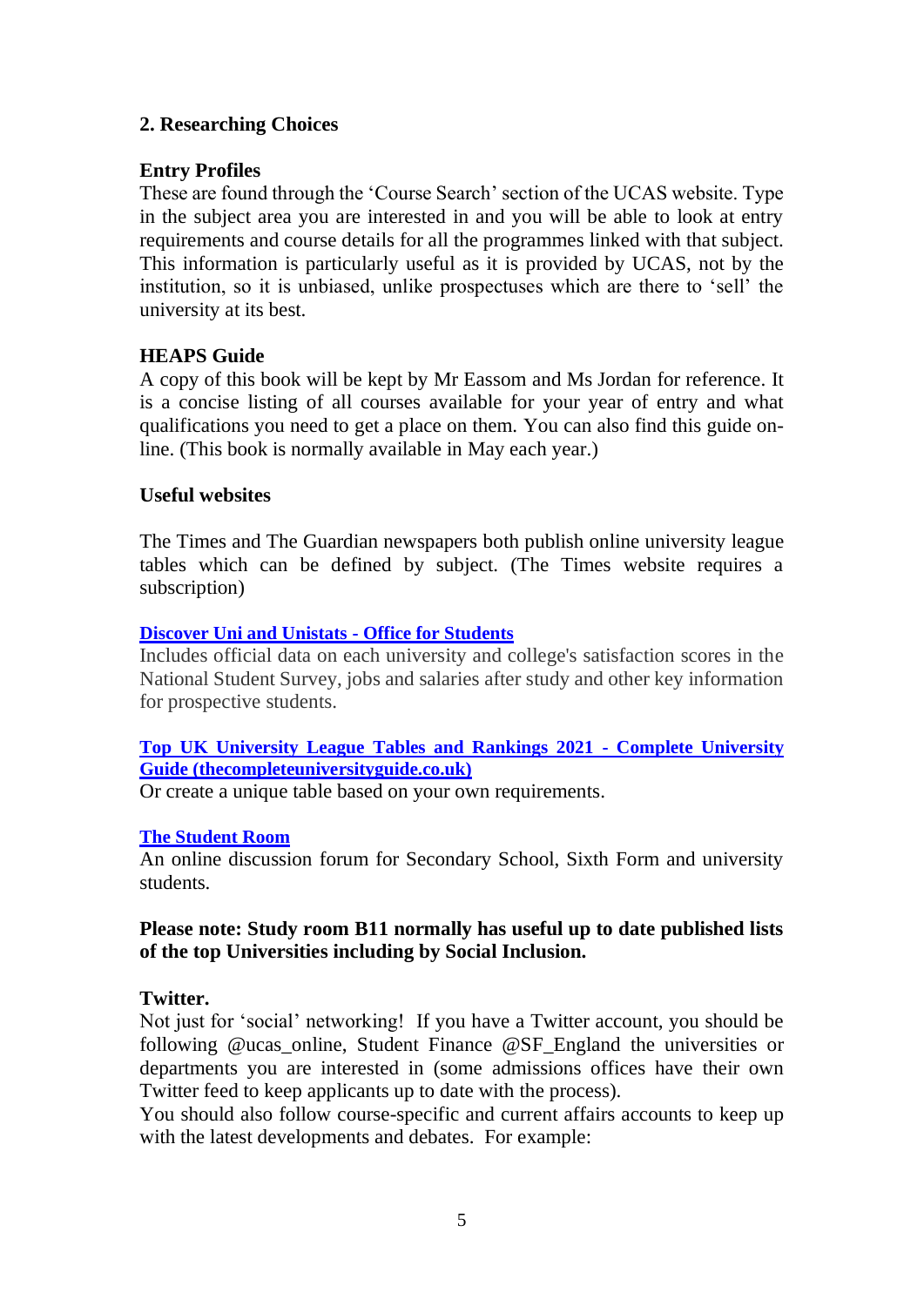## 2. Researching Choices

### Entry Profiles

These are found through the 'Course Search' section of the UCAS website. Type in the subject area you are interested in and you will be able to look at entry requirements and course details for all the programmes linked with that subject. This information is particularly useful as it is provided by UCAS, not by the institution, so it is unbiased, unlike prospectuses which are there to 'sell' the university at its best.

### HEAPS Guide

A copy of this book will be kept by Mr Eassom and Ms Jordan for reference. It is a concise listing of all courses available for your year of entry and what qualifications you need to get a place on them. You can also find this guide on-line. (This book is normally available in May each year.)

### Useful websites

The Times and The Guardian newspapers both publish online university league tables which can be defined by subject. (The Times website requires a subscription)

**Discover Uni and Unistats - Office for Students**
Includes official data on each university and college's satisfaction scores in the National Student Survey, jobs and salaries after study and other key information for prospective students.

**Top UK University League Tables and Rankings 2021 - Complete University Guide (thecompleteuniversityguide.co.uk)**
Or create a unique table based on your own requirements.

**The Student Room**
An online discussion forum for Secondary School, Sixth Form and university students.

**Please note: Study room B11 normally has useful up to date published lists of the top Universities including by Social Inclusion.**

### Twitter.

Not just for 'social' networking! If you have a Twitter account, you should be following @ucas_online, Student Finance @SF_England the universities or departments you are interested in (some admissions offices have their own Twitter feed to keep applicants up to date with the process).
You should also follow course-specific and current affairs accounts to keep up with the latest developments and debates. For example: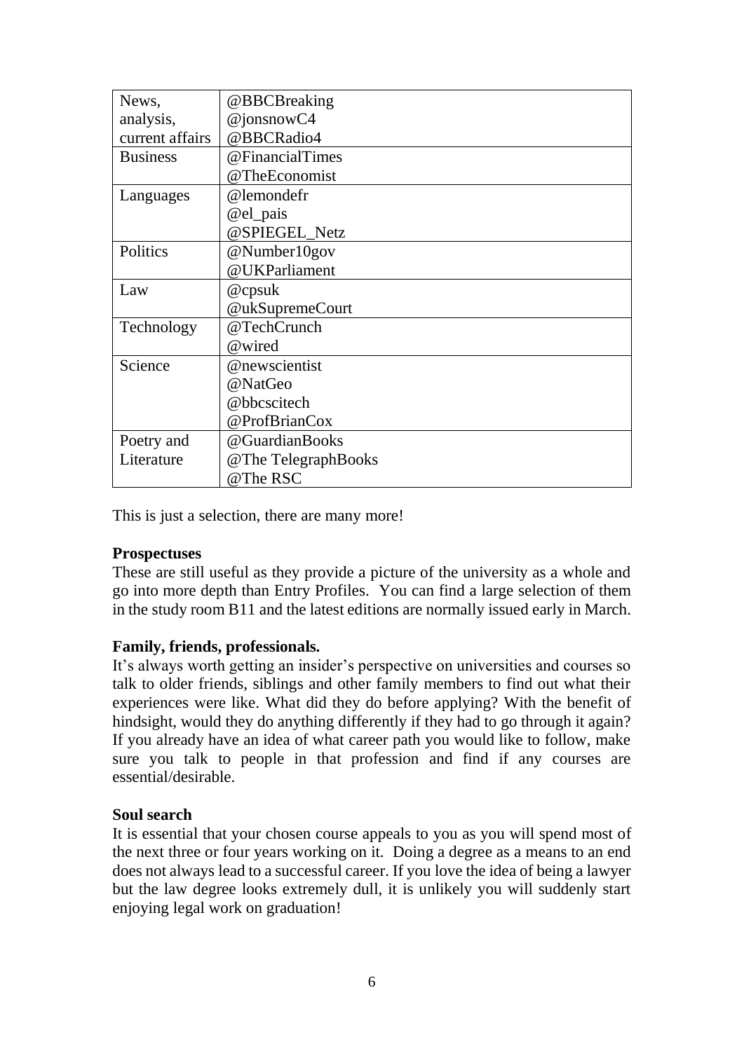| | |
|---|---|
| News, analysis, current affairs | @BBCBreaking<br>@jonsnowC4<br>@BBCRadio4 |
| Business | @FinancialTimes<br>@TheEconomist |
| Languages | @lemondefr<br>@el_pais<br>@SPIEGEL_Netz |
| Politics | @Number10gov<br>@UKParliament |
| Law | @cpsuk<br>@ukSupremeCourt |
| Technology | @TechCrunch<br>@wired |
| Science | @newscientist<br>@NatGeo<br>@bbcscitech<br>@ProfBrianCox |
| Poetry and Literature | @GuardianBooks<br>@The TelegraphBooks<br>@The RSC |

This is just a selection, there are many more!

**Prospectuses**
These are still useful as they provide a picture of the university as a whole and go into more depth than Entry Profiles. You can find a large selection of them in the study room B11 and the latest editions are normally issued early in March.

**Family, friends, professionals.**
It's always worth getting an insider's perspective on universities and courses so talk to older friends, siblings and other family members to find out what their experiences were like. What did they do before applying? With the benefit of hindsight, would they do anything differently if they had to go through it again? If you already have an idea of what career path you would like to follow, make sure you talk to people in that profession and find if any courses are essential/desirable.

**Soul search**
It is essential that your chosen course appeals to you as you will spend most of the next three or four years working on it. Doing a degree as a means to an end does not always lead to a successful career. If you love the idea of being a lawyer but the law degree looks extremely dull, it is unlikely you will suddenly start enjoying legal work on graduation!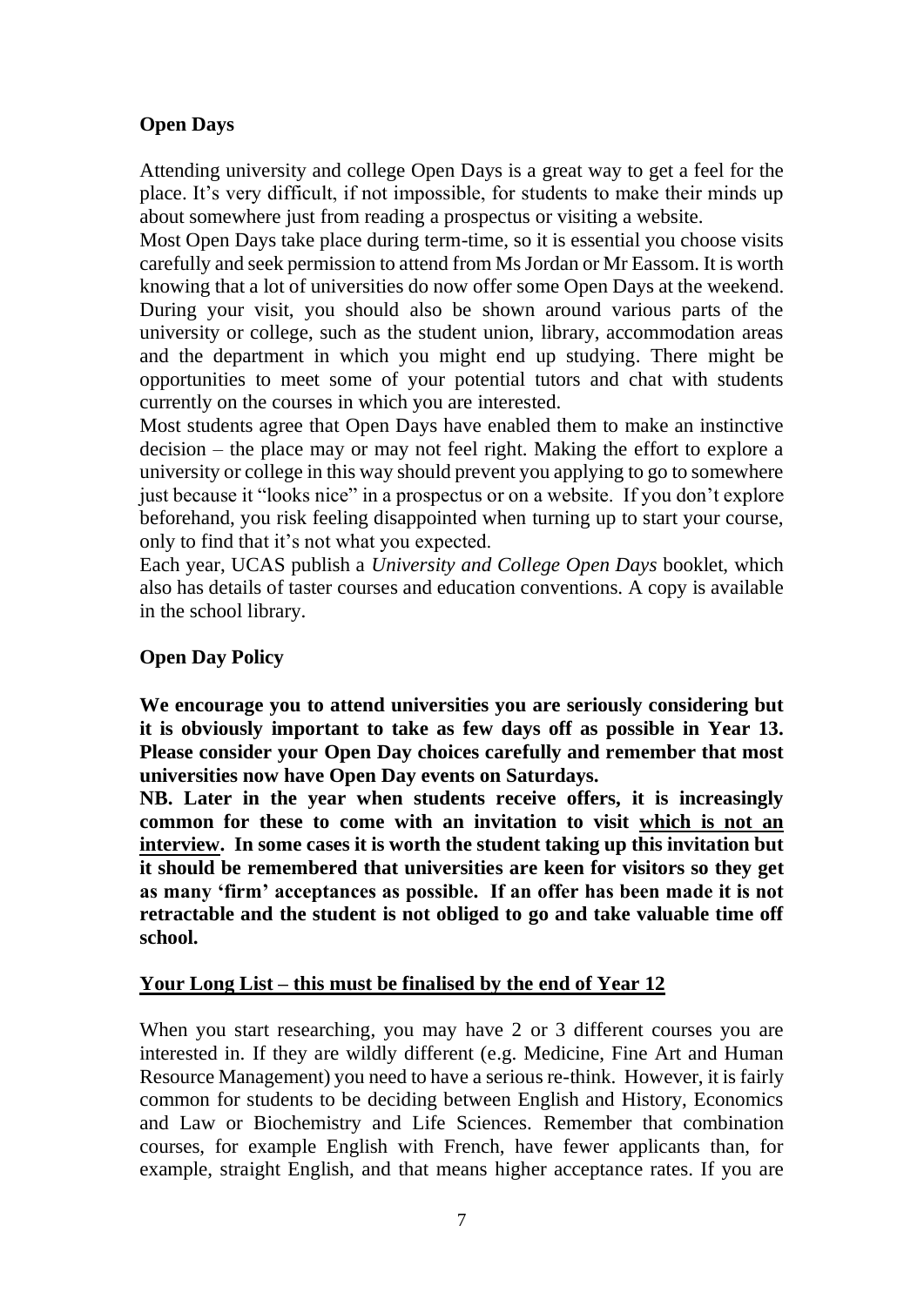## Open Days

Attending university and college Open Days is a great way to get a feel for the place. It's very difficult, if not impossible, for students to make their minds up about somewhere just from reading a prospectus or visiting a website.

Most Open Days take place during term-time, so it is essential you choose visits carefully and seek permission to attend from Ms Jordan or Mr Eassom. It is worth knowing that a lot of universities do now offer some Open Days at the weekend.

During your visit, you should also be shown around various parts of the university or college, such as the student union, library, accommodation areas and the department in which you might end up studying. There might be opportunities to meet some of your potential tutors and chat with students currently on the courses in which you are interested.

Most students agree that Open Days have enabled them to make an instinctive decision – the place may or may not feel right. Making the effort to explore a university or college in this way should prevent you applying to go to somewhere just because it "looks nice" in a prospectus or on a website. If you don't explore beforehand, you risk feeling disappointed when turning up to start your course, only to find that it's not what you expected.

Each year, UCAS publish a *University and College Open Days* booklet, which also has details of taster courses and education conventions. A copy is available in the school library.

## Open Day Policy

**We encourage you to attend universities you are seriously considering but it is obviously important to take as few days off as possible in Year 13. Please consider your Open Day choices carefully and remember that most universities now have Open Day events on Saturdays.**

**NB. Later in the year when students receive offers, it is increasingly common for these to come with an invitation to visit <u>which is not an interview</u>. In some cases it is worth the student taking up this invitation but it should be remembered that universities are keen for visitors so they get as many 'firm' acceptances as possible. If an offer has been made it is not retractable and the student is not obliged to go and take valuable time off school.**

## <u>Your Long List – this must be finalised by the end of Year 12</u>

When you start researching, you may have 2 or 3 different courses you are interested in. If they are wildly different (e.g. Medicine, Fine Art and Human Resource Management) you need to have a serious re-think. However, it is fairly common for students to be deciding between English and History, Economics and Law or Biochemistry and Life Sciences. Remember that combination courses, for example English with French, have fewer applicants than, for example, straight English, and that means higher acceptance rates. If you are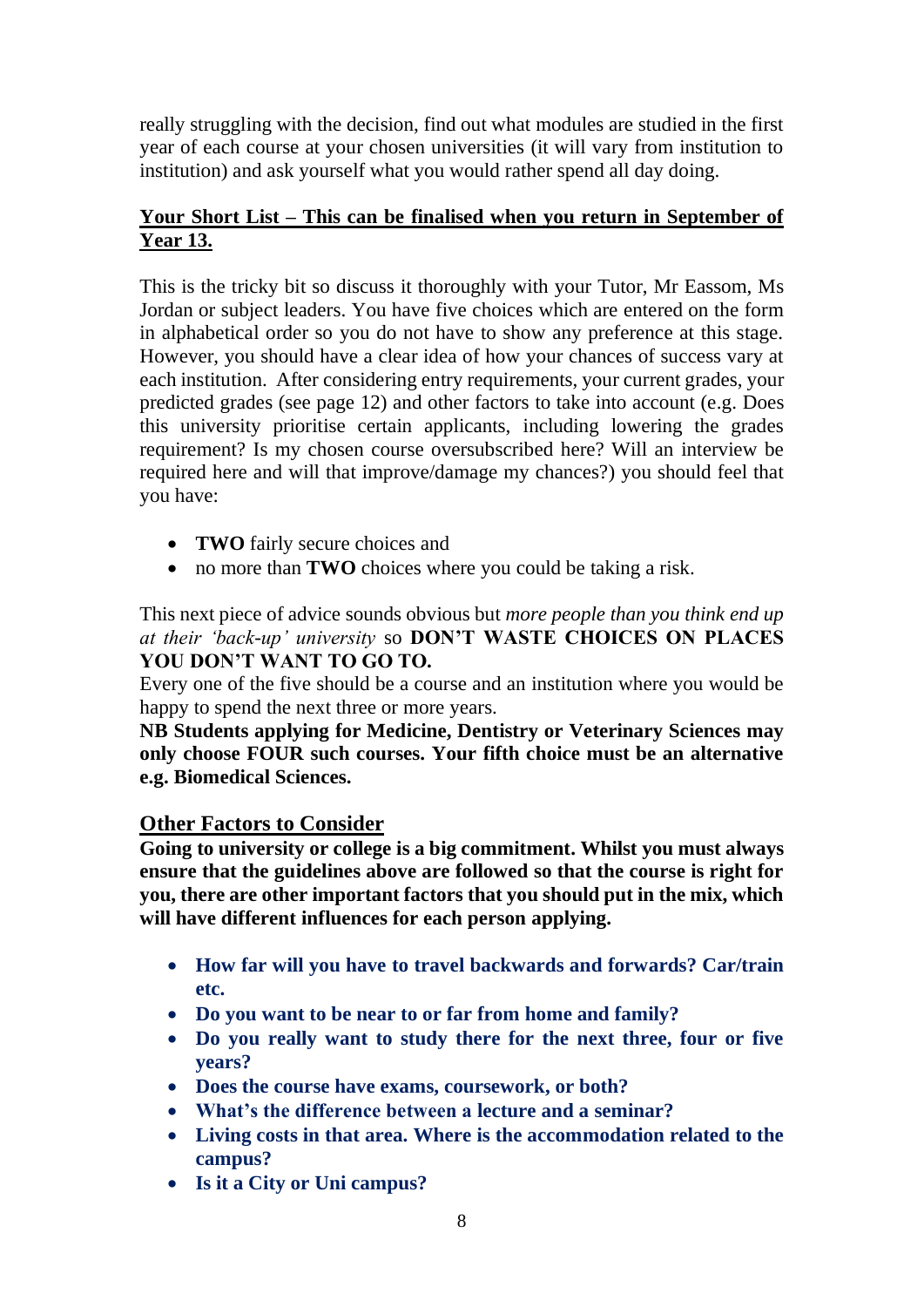really struggling with the decision, find out what modules are studied in the first year of each course at your chosen universities (it will vary from institution to institution) and ask yourself what you would rather spend all day doing.

**<u>Your Short List – This can be finalised when you return in September of Year 13.</u>**

This is the tricky bit so discuss it thoroughly with your Tutor, Mr Eassom, Ms Jordan or subject leaders. You have five choices which are entered on the form in alphabetical order so you do not have to show any preference at this stage. However, you should have a clear idea of how your chances of success vary at each institution. After considering entry requirements, your current grades, your predicted grades (see page 12) and other factors to take into account (e.g. Does this university prioritise certain applicants, including lowering the grades requirement? Is my chosen course oversubscribed here? Will an interview be required here and will that improve/damage my chances?) you should feel that you have:

- **TWO** fairly secure choices and
- no more than **TWO** choices where you could be taking a risk.

This next piece of advice sounds obvious but *more people than you think end up at their 'back-up' university* so **DON'T WASTE CHOICES ON PLACES YOU DON'T WANT TO GO TO.**

Every one of the five should be a course and an institution where you would be happy to spend the next three or more years.

**NB Students applying for Medicine, Dentistry or Veterinary Sciences may only choose FOUR such courses. Your fifth choice must be an alternative e.g. Biomedical Sciences.**

## <u>Other Factors to Consider</u>

**Going to university or college is a big commitment. Whilst you must always ensure that the guidelines above are followed so that the course is right for you, there are other important factors that you should put in the mix, which will have different influences for each person applying.**

- **How far will you have to travel backwards and forwards? Car/train etc.**
- **Do you want to be near to or far from home and family?**
- **Do you really want to study there for the next three, four or five years?**
- **Does the course have exams, coursework, or both?**
- **What's the difference between a lecture and a seminar?**
- **Living costs in that area. Where is the accommodation related to the campus?**
- **Is it a City or Uni campus?**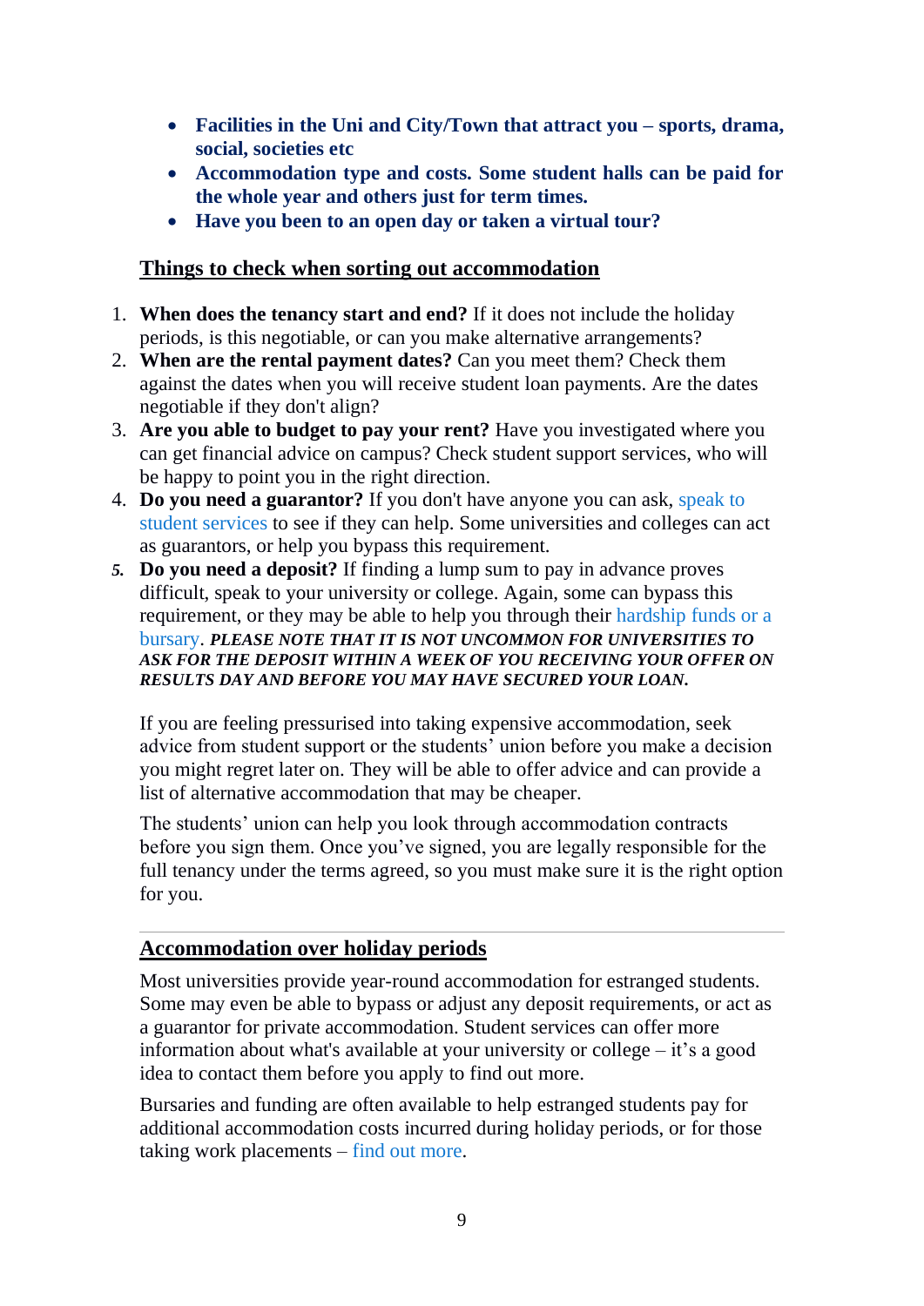- **Facilities in the Uni and City/Town that attract you – sports, drama, social, societies etc**
- **Accommodation type and costs. Some student halls can be paid for the whole year and others just for term times.**
- **Have you been to an open day or taken a virtual tour?**

## Things to check when sorting out accommodation

1. **When does the tenancy start and end?** If it does not include the holiday periods, is this negotiable, or can you make alternative arrangements?
2. **When are the rental payment dates?** Can you meet them? Check them against the dates when you will receive student loan payments. Are the dates negotiable if they don't align?
3. **Are you able to budget to pay your rent?** Have you investigated where you can get financial advice on campus? Check student support services, who will be happy to point you in the right direction.
4. **Do you need a guarantor?** If you don't have anyone you can ask, speak to student services to see if they can help. Some universities and colleges can act as guarantors, or help you bypass this requirement.
5. **Do you need a deposit?** If finding a lump sum to pay in advance proves difficult, speak to your university or college. Again, some can bypass this requirement, or they may be able to help you through their hardship funds or a bursary. ***PLEASE NOTE THAT IT IS NOT UNCOMMON FOR UNIVERSITIES TO ASK FOR THE DEPOSIT WITHIN A WEEK OF YOU RECEIVING YOUR OFFER ON RESULTS DAY AND BEFORE YOU MAY HAVE SECURED YOUR LOAN.***

If you are feeling pressurised into taking expensive accommodation, seek advice from student support or the students' union before you make a decision you might regret later on. They will be able to offer advice and can provide a list of alternative accommodation that may be cheaper.

The students' union can help you look through accommodation contracts before you sign them. Once you've signed, you are legally responsible for the full tenancy under the terms agreed, so you must make sure it is the right option for you.

---

## Accommodation over holiday periods

Most universities provide year-round accommodation for estranged students. Some may even be able to bypass or adjust any deposit requirements, or act as a guarantor for private accommodation. Student services can offer more information about what's available at your university or college – it's a good idea to contact them before you apply to find out more.

Bursaries and funding are often available to help estranged students pay for additional accommodation costs incurred during holiday periods, or for those taking work placements – find out more.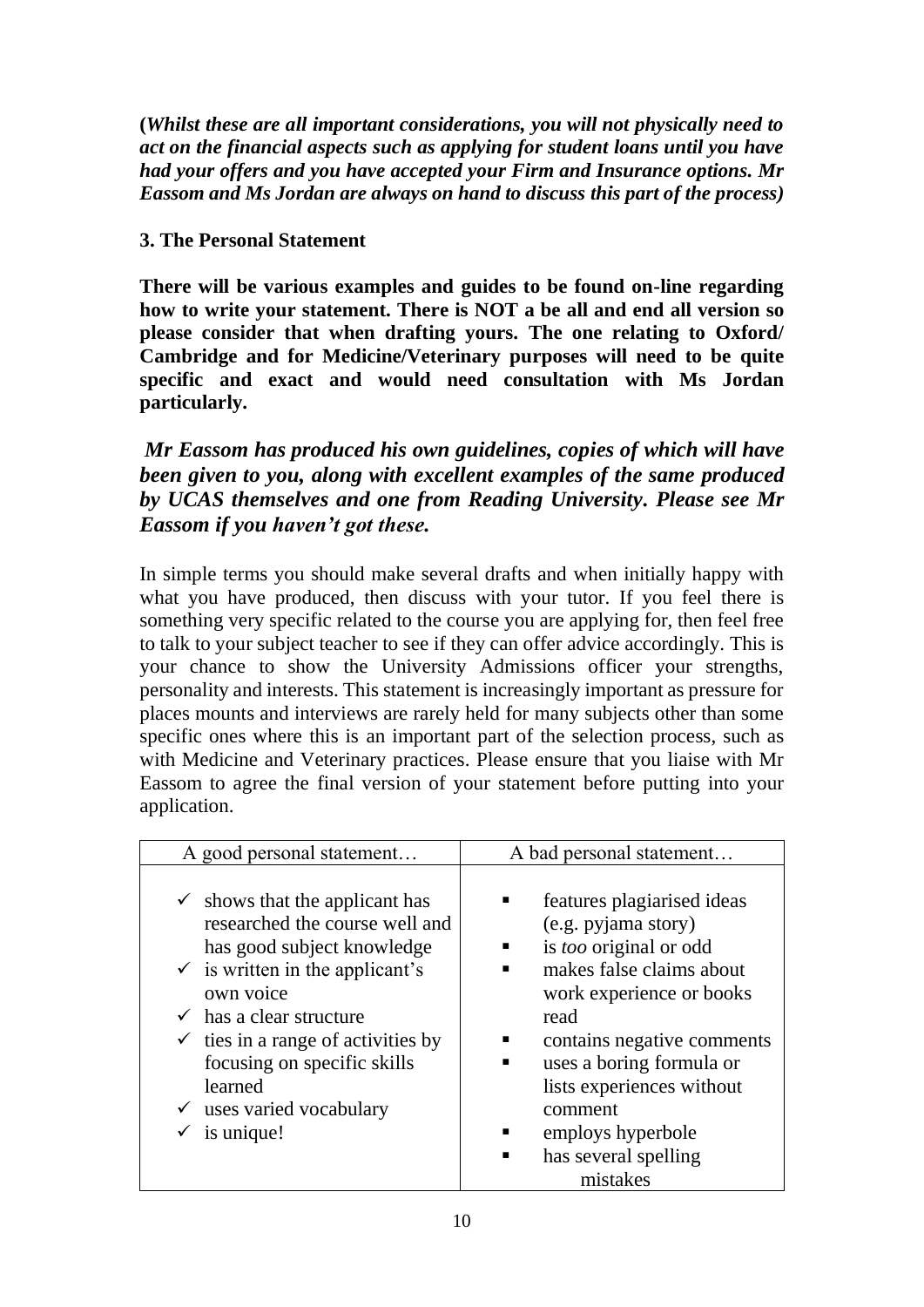***(Whilst these are all important considerations, you will not physically need to act on the financial aspects such as applying for student loans until you have had your offers and you have accepted your Firm and Insurance options. Mr Eassom and Ms Jordan are always on hand to discuss this part of the process)***

### 3. The Personal Statement

**There will be various examples and guides to be found on-line regarding how to write your statement. There is NOT a be all and end all version so please consider that when drafting yours. The one relating to Oxford/ Cambridge and for Medicine/Veterinary purposes will need to be quite specific and exact and would need consultation with Ms Jordan particularly.**

***Mr Eassom has produced his own guidelines, copies of which will have been given to you, along with excellent examples of the same produced by UCAS themselves and one from Reading University. Please see Mr Eassom if you haven't got these.***

In simple terms you should make several drafts and when initially happy with what you have produced, then discuss with your tutor. If you feel there is something very specific related to the course you are applying for, then feel free to talk to your subject teacher to see if they can offer advice accordingly. This is your chance to show the University Admissions officer your strengths, personality and interests. This statement is increasingly important as pressure for places mounts and interviews are rarely held for many subjects other than some specific ones where this is an important part of the selection process, such as with Medicine and Veterinary practices. Please ensure that you liaise with Mr Eassom to agree the final version of your statement before putting into your application.

| A good personal statement… | A bad personal statement… |
|---|---|
| ✓ shows that the applicant has researched the course well and has good subject knowledge<br>✓ is written in the applicant's own voice<br>✓ has a clear structure<br>✓ ties in a range of activities by focusing on specific skills learned<br>✓ uses varied vocabulary<br>✓ is unique! | ▪ features plagiarised ideas (e.g. pyjama story)<br>▪ is *too* original or odd<br>▪ makes false claims about work experience or books read<br>▪ contains negative comments<br>▪ uses a boring formula or lists experiences without comment<br>▪ employs hyperbole<br>▪ has several spelling mistakes |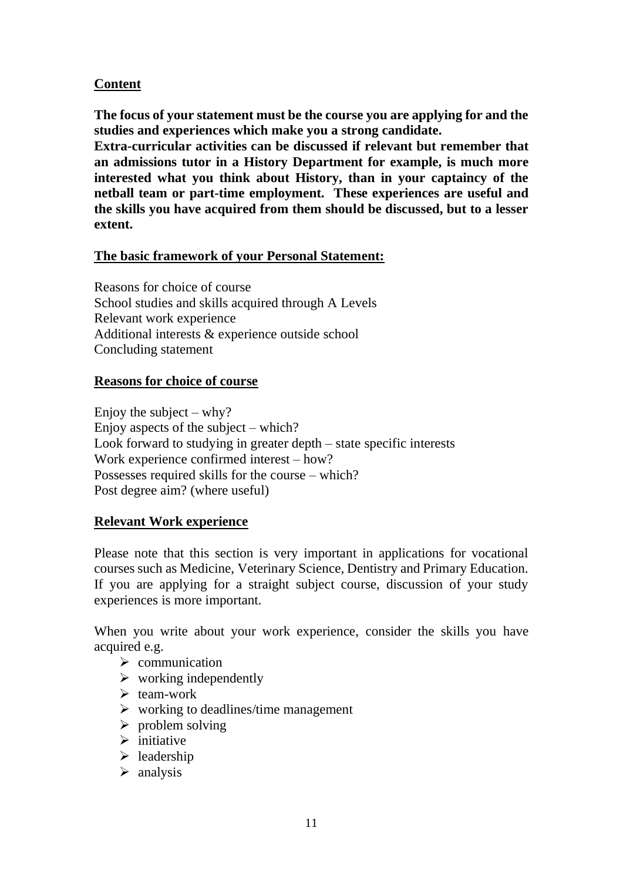## Content

**The focus of your statement must be the course you are applying for and the studies and experiences which make you a strong candidate.**

**Extra-curricular activities can be discussed if relevant but remember that an admissions tutor in a History Department for example, is much more interested what you think about History, than in your captaincy of the netball team or part-time employment. These experiences are useful and the skills you have acquired from them should be discussed, but to a lesser extent.**

## The basic framework of your Personal Statement:

Reasons for choice of course
School studies and skills acquired through A Levels
Relevant work experience
Additional interests & experience outside school
Concluding statement

## Reasons for choice of course

Enjoy the subject – why?
Enjoy aspects of the subject – which?
Look forward to studying in greater depth – state specific interests
Work experience confirmed interest – how?
Possesses required skills for the course – which?
Post degree aim? (where useful)

## Relevant Work experience

Please note that this section is very important in applications for vocational courses such as Medicine, Veterinary Science, Dentistry and Primary Education. If you are applying for a straight subject course, discussion of your study experiences is more important.

When you write about your work experience, consider the skills you have acquired e.g.

- communication
- working independently
- team-work
- working to deadlines/time management
- problem solving
- initiative
- leadership
- analysis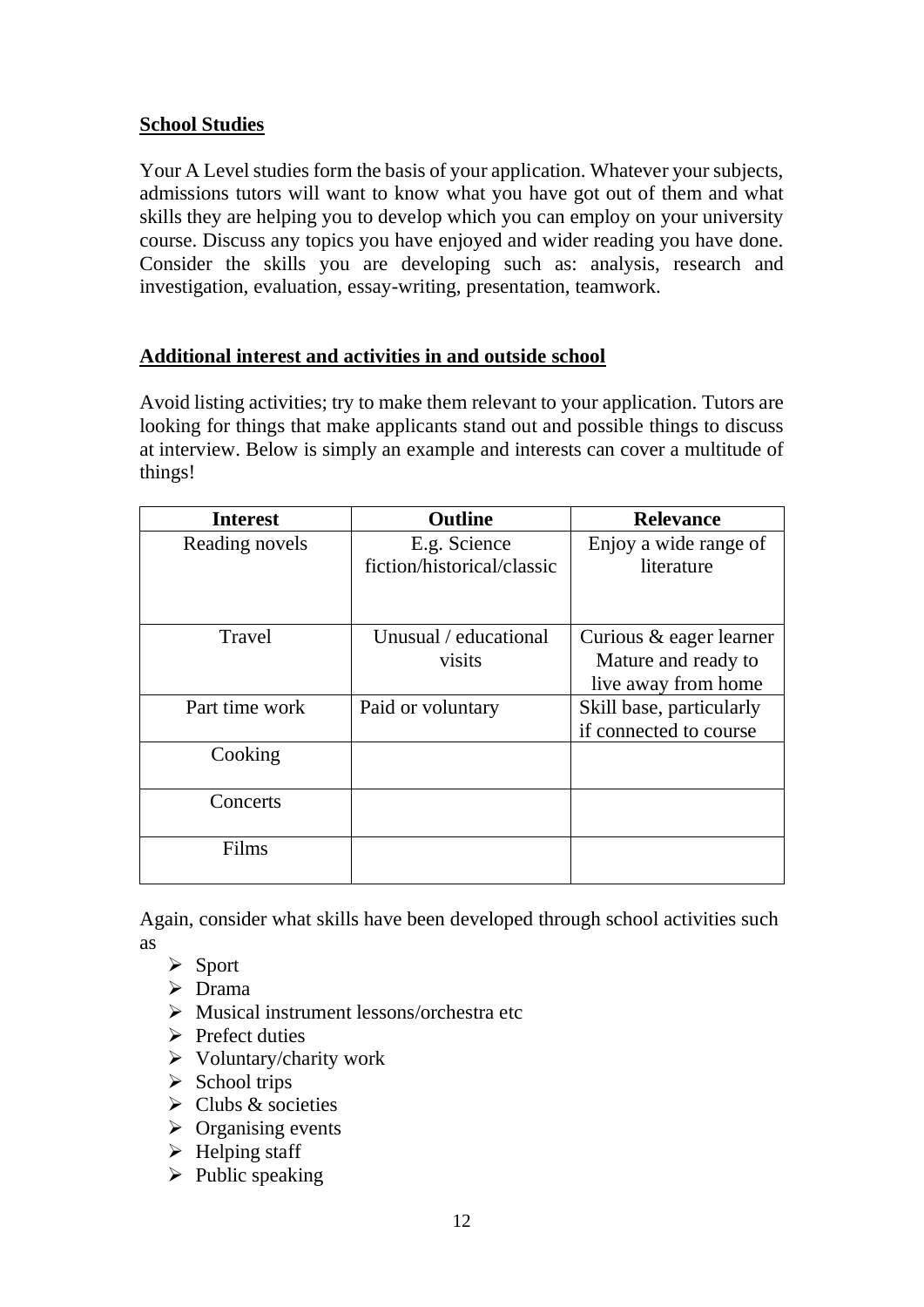**School Studies**

Your A Level studies form the basis of your application. Whatever your subjects, admissions tutors will want to know what you have got out of them and what skills they are helping you to develop which you can employ on your university course. Discuss any topics you have enjoyed and wider reading you have done. Consider the skills you are developing such as: analysis, research and investigation, evaluation, essay-writing, presentation, teamwork.

**Additional interest and activities in and outside school**

Avoid listing activities; try to make them relevant to your application. Tutors are looking for things that make applicants stand out and possible things to discuss at interview. Below is simply an example and interests can cover a multitude of things!

| Interest | Outline | Relevance |
|---|---|---|
| Reading novels | E.g. Science fiction/historical/classic | Enjoy a wide range of literature |
| Travel | Unusual / educational visits | Curious & eager learner Mature and ready to live away from home |
| Part time work | Paid or voluntary | Skill base, particularly if connected to course |
| Cooking | | |
| Concerts | | |
| Films | | |

Again, consider what skills have been developed through school activities such as

- Sport
- Drama
- Musical instrument lessons/orchestra etc
- Prefect duties
- Voluntary/charity work
- School trips
- Clubs & societies
- Organising events
- Helping staff
- Public speaking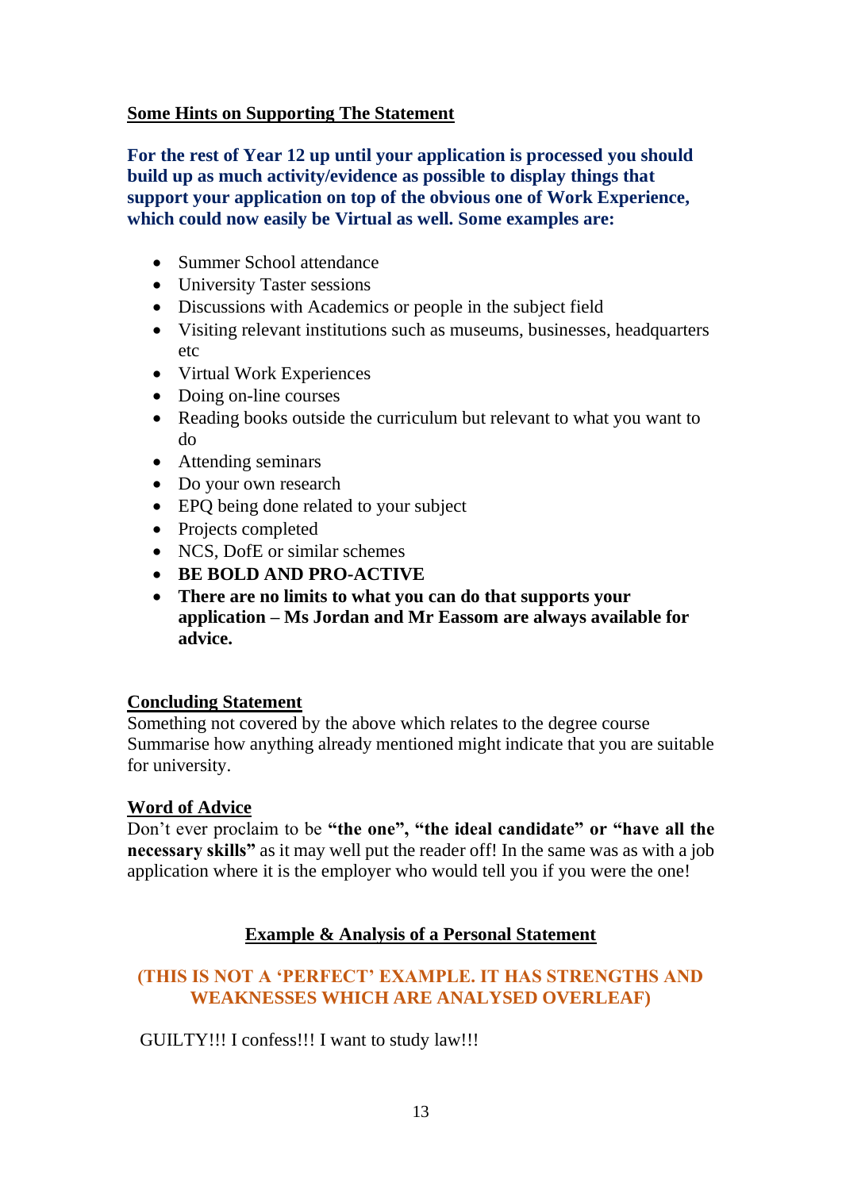## Some Hints on Supporting The Statement

**For the rest of Year 12 up until your application is processed you should build up as much activity/evidence as possible to display things that support your application on top of the obvious one of Work Experience, which could now easily be Virtual as well. Some examples are:**

- Summer School attendance
- University Taster sessions
- Discussions with Academics or people in the subject field
- Visiting relevant institutions such as museums, businesses, headquarters etc
- Virtual Work Experiences
- Doing on-line courses
- Reading books outside the curriculum but relevant to what you want to do
- Attending seminars
- Do your own research
- EPQ being done related to your subject
- Projects completed
- NCS, DofE or similar schemes
- **BE BOLD AND PRO-ACTIVE**
- **There are no limits to what you can do that supports your application – Ms Jordan and Mr Eassom are always available for advice.**

## Concluding Statement

Something not covered by the above which relates to the degree course
Summarise how anything already mentioned might indicate that you are suitable for university.

## Word of Advice

Don't ever proclaim to be **"the one", "the ideal candidate" or "have all the necessary skills"** as it may well put the reader off! In the same was as with a job application where it is the employer who would tell you if you were the one!

## Example & Analysis of a Personal Statement

**(THIS IS NOT A 'PERFECT' EXAMPLE. IT HAS STRENGTHS AND WEAKNESSES WHICH ARE ANALYSED OVERLEAF)**

GUILTY!!! I confess!!! I want to study law!!!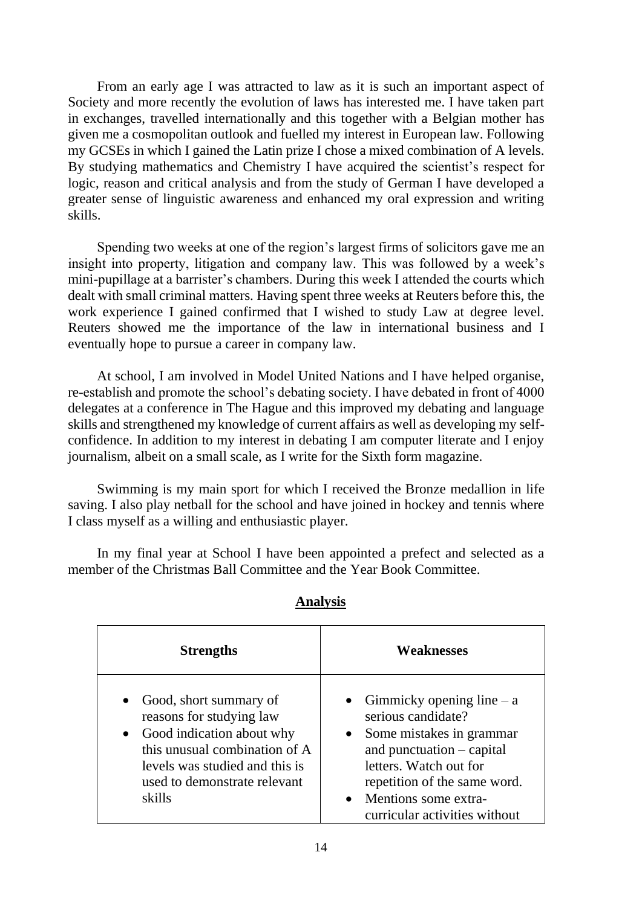From an early age I was attracted to law as it is such an important aspect of Society and more recently the evolution of laws has interested me. I have taken part in exchanges, travelled internationally and this together with a Belgian mother has given me a cosmopolitan outlook and fuelled my interest in European law. Following my GCSEs in which I gained the Latin prize I chose a mixed combination of A levels. By studying mathematics and Chemistry I have acquired the scientist's respect for logic, reason and critical analysis and from the study of German I have developed a greater sense of linguistic awareness and enhanced my oral expression and writing skills.

Spending two weeks at one of the region's largest firms of solicitors gave me an insight into property, litigation and company law. This was followed by a week's mini-pupillage at a barrister's chambers. During this week I attended the courts which dealt with small criminal matters. Having spent three weeks at Reuters before this, the work experience I gained confirmed that I wished to study Law at degree level. Reuters showed me the importance of the law in international business and I eventually hope to pursue a career in company law.

At school, I am involved in Model United Nations and I have helped organise, re-establish and promote the school's debating society. I have debated in front of 4000 delegates at a conference in The Hague and this improved my debating and language skills and strengthened my knowledge of current affairs as well as developing my self-confidence. In addition to my interest in debating I am computer literate and I enjoy journalism, albeit on a small scale, as I write for the Sixth form magazine.

Swimming is my main sport for which I received the Bronze medallion in life saving. I also play netball for the school and have joined in hockey and tennis where I class myself as a willing and enthusiastic player.

In my final year at School I have been appointed a prefect and selected as a member of the Christmas Ball Committee and the Year Book Committee.

## Analysis

| Strengths | Weaknesses |
|---|---|
| • Good, short summary of reasons for studying law<br>• Good indication about why this unusual combination of A levels was studied and this is used to demonstrate relevant skills | • Gimmicky opening line – a serious candidate?<br>• Some mistakes in grammar and punctuation – capital letters. Watch out for repetition of the same word.<br>• Mentions some extra-curricular activities without |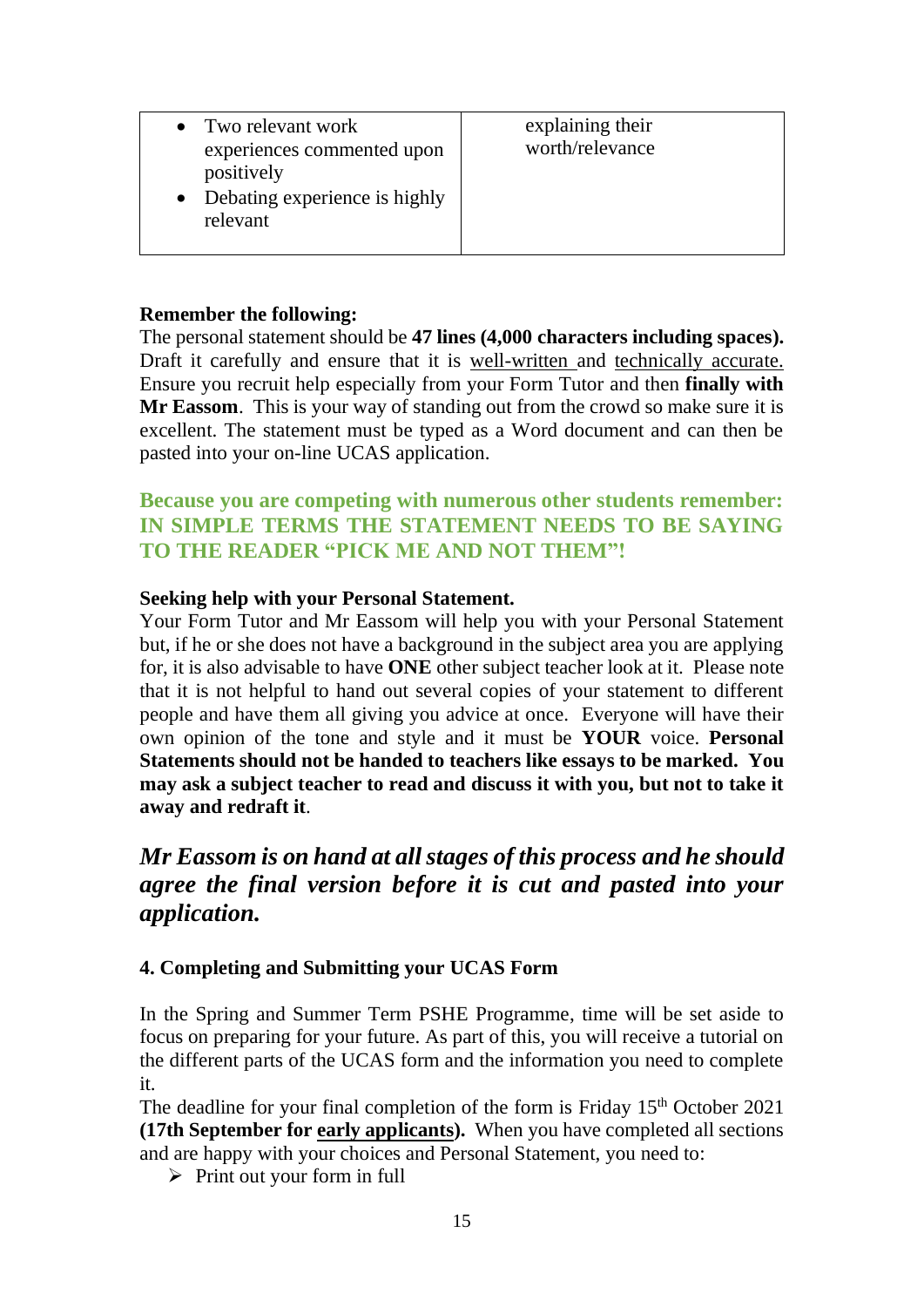| | |
|---|---|
| • Two relevant work experiences commented upon positively<br>• Debating experience is highly relevant | explaining their worth/relevance |

**Remember the following:**
The personal statement should be **47 lines (4,000 characters including spaces).** Draft it carefully and ensure that it is <u>well-written</u> and <u>technically accurate.</u> Ensure you recruit help especially from your Form Tutor and then **finally with Mr Eassom**. This is your way of standing out from the crowd so make sure it is excellent. The statement must be typed as a Word document and can then be pasted into your on-line UCAS application.

**Because you are competing with numerous other students remember: IN SIMPLE TERMS THE STATEMENT NEEDS TO BE SAYING TO THE READER "PICK ME AND NOT THEM"!**

**Seeking help with your Personal Statement.**
Your Form Tutor and Mr Eassom will help you with your Personal Statement but, if he or she does not have a background in the subject area you are applying for, it is also advisable to have **ONE** other subject teacher look at it. Please note that it is not helpful to hand out several copies of your statement to different people and have them all giving you advice at once. Everyone will have their own opinion of the tone and style and it must be **YOUR** voice. **Personal Statements should not be handed to teachers like essays to be marked. You may ask a subject teacher to read and discuss it with you, but not to take it away and redraft it**.

***Mr Eassom is on hand at all stages of this process and he should agree the final version before it is cut and pasted into your application.***

**4. Completing and Submitting your UCAS Form**

In the Spring and Summer Term PSHE Programme, time will be set aside to focus on preparing for your future. As part of this, you will receive a tutorial on the different parts of the UCAS form and the information you need to complete it.
The deadline for your final completion of the form is Friday 15th October 2021 **(17th September for <u>early applicants</u>).** When you have completed all sections and are happy with your choices and Personal Statement, you need to:

- Print out your form in full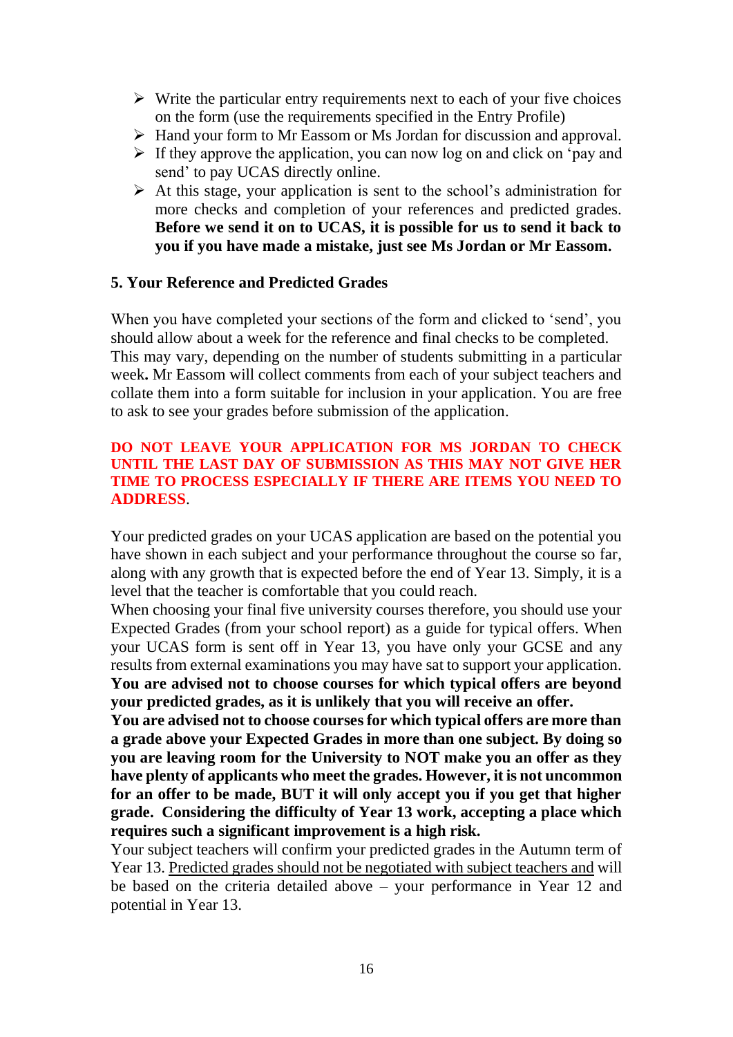- Write the particular entry requirements next to each of your five choices on the form (use the requirements specified in the Entry Profile)
- Hand your form to Mr Eassom or Ms Jordan for discussion and approval.
- If they approve the application, you can now log on and click on 'pay and send' to pay UCAS directly online.
- At this stage, your application is sent to the school's administration for more checks and completion of your references and predicted grades. **Before we send it on to UCAS, it is possible for us to send it back to you if you have made a mistake, just see Ms Jordan or Mr Eassom.**

### 5. Your Reference and Predicted Grades

When you have completed your sections of the form and clicked to 'send', you should allow about a week for the reference and final checks to be completed. This may vary, depending on the number of students submitting in a particular week**.** Mr Eassom will collect comments from each of your subject teachers and collate them into a form suitable for inclusion in your application. You are free to ask to see your grades before submission of the application.

**DO NOT LEAVE YOUR APPLICATION FOR MS JORDAN TO CHECK UNTIL THE LAST DAY OF SUBMISSION AS THIS MAY NOT GIVE HER TIME TO PROCESS ESPECIALLY IF THERE ARE ITEMS YOU NEED TO ADDRESS**.

Your predicted grades on your UCAS application are based on the potential you have shown in each subject and your performance throughout the course so far, along with any growth that is expected before the end of Year 13. Simply, it is a level that the teacher is comfortable that you could reach.
When choosing your final five university courses therefore, you should use your Expected Grades (from your school report) as a guide for typical offers. When your UCAS form is sent off in Year 13, you have only your GCSE and any results from external examinations you may have sat to support your application.
**You are advised not to choose courses for which typical offers are beyond your predicted grades, as it is unlikely that you will receive an offer.**
**You are advised not to choose courses for which typical offers are more than a grade above your Expected Grades in more than one subject. By doing so you are leaving room for the University to NOT make you an offer as they have plenty of applicants who meet the grades. However, it is not uncommon for an offer to be made, BUT it will only accept you if you get that higher grade. Considering the difficulty of Year 13 work, accepting a place which requires such a significant improvement is a high risk.**
Your subject teachers will confirm your predicted grades in the Autumn term of Year 13. Predicted grades should not be negotiated with subject teachers and will be based on the criteria detailed above – your performance in Year 12 and potential in Year 13.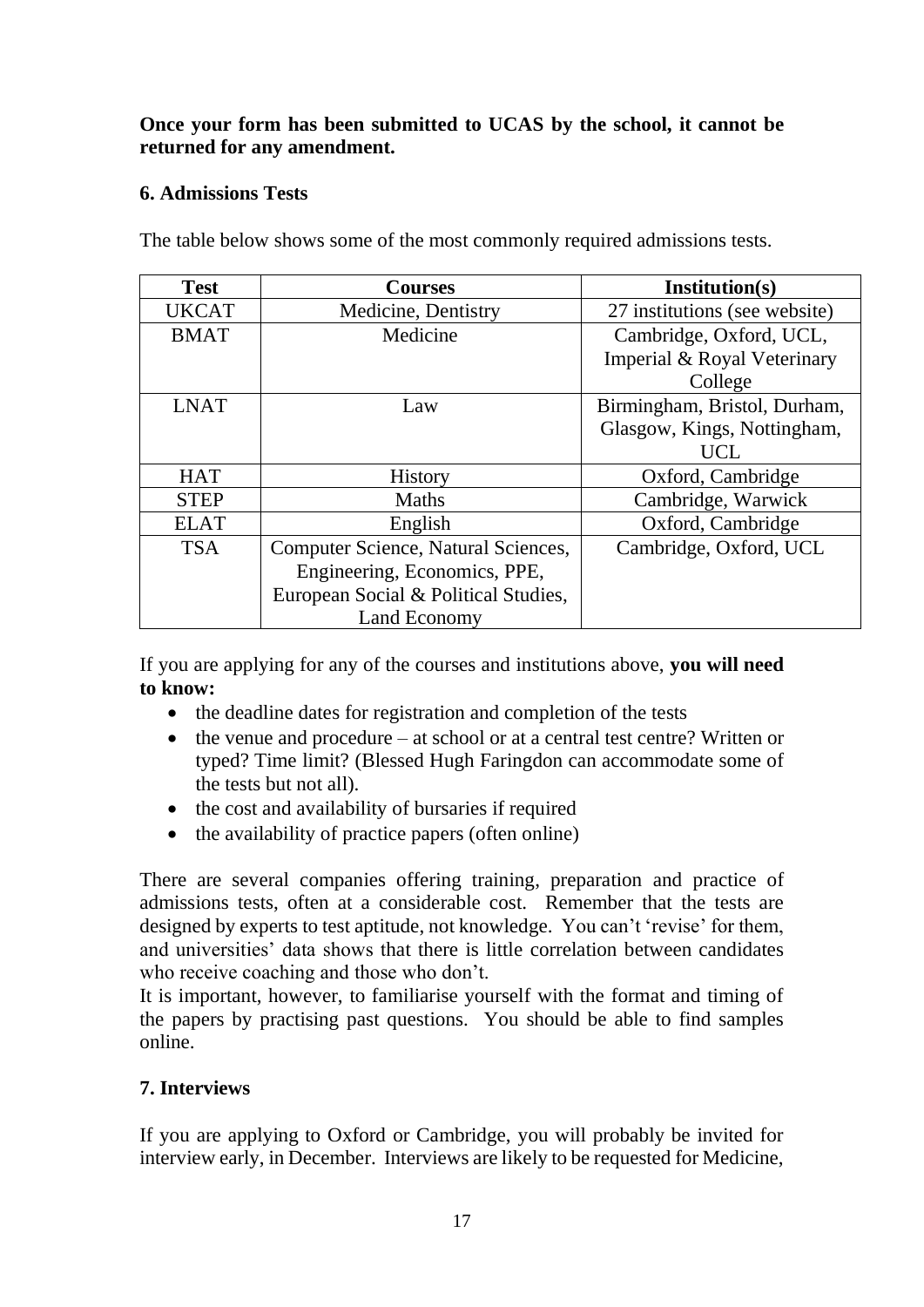**Once your form has been submitted to UCAS by the school, it cannot be returned for any amendment.**

### 6. Admissions Tests

The table below shows some of the most commonly required admissions tests.

| Test | Courses | Institution(s) |
|---|---|---|
| UKCAT | Medicine, Dentistry | 27 institutions (see website) |
| BMAT | Medicine | Cambridge, Oxford, UCL, Imperial & Royal Veterinary College |
| LNAT | Law | Birmingham, Bristol, Durham, Glasgow, Kings, Nottingham, UCL |
| HAT | History | Oxford, Cambridge |
| STEP | Maths | Cambridge, Warwick |
| ELAT | English | Oxford, Cambridge |
| TSA | Computer Science, Natural Sciences, Engineering, Economics, PPE, European Social & Political Studies, Land Economy | Cambridge, Oxford, UCL |

If you are applying for any of the courses and institutions above, **you will need to know:**

- the deadline dates for registration and completion of the tests
- the venue and procedure – at school or at a central test centre? Written or typed? Time limit? (Blessed Hugh Faringdon can accommodate some of the tests but not all).
- the cost and availability of bursaries if required
- the availability of practice papers (often online)

There are several companies offering training, preparation and practice of admissions tests, often at a considerable cost. Remember that the tests are designed by experts to test aptitude, not knowledge. You can't 'revise' for them, and universities' data shows that there is little correlation between candidates who receive coaching and those who don't.
It is important, however, to familiarise yourself with the format and timing of the papers by practising past questions. You should be able to find samples online.

### 7. Interviews

If you are applying to Oxford or Cambridge, you will probably be invited for interview early, in December. Interviews are likely to be requested for Medicine,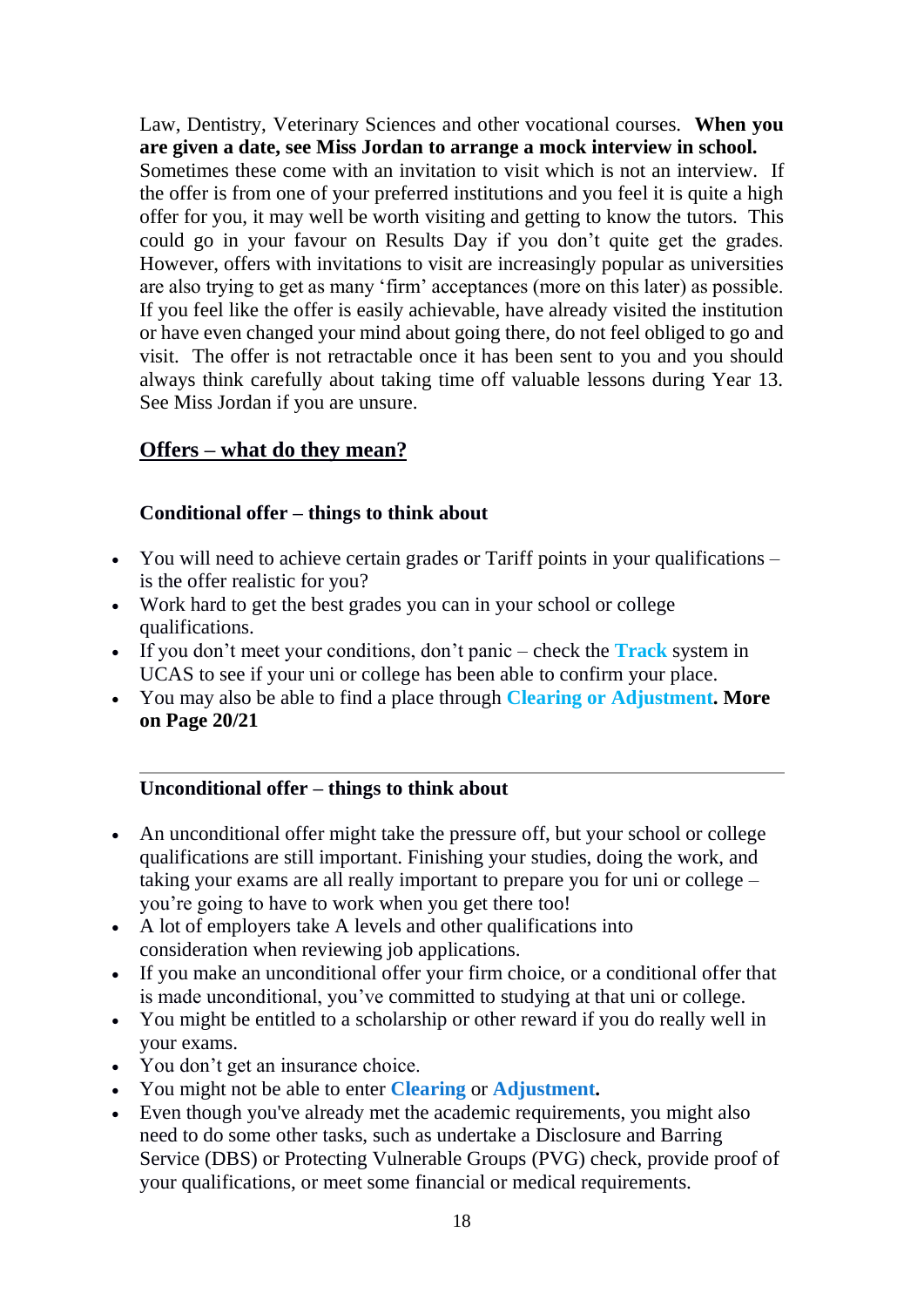Law, Dentistry, Veterinary Sciences and other vocational courses. **When you are given a date, see Miss Jordan to arrange a mock interview in school.** Sometimes these come with an invitation to visit which is not an interview. If the offer is from one of your preferred institutions and you feel it is quite a high offer for you, it may well be worth visiting and getting to know the tutors. This could go in your favour on Results Day if you don't quite get the grades. However, offers with invitations to visit are increasingly popular as universities are also trying to get as many 'firm' acceptances (more on this later) as possible. If you feel like the offer is easily achievable, have already visited the institution or have even changed your mind about going there, do not feel obliged to go and visit. The offer is not retractable once it has been sent to you and you should always think carefully about taking time off valuable lessons during Year 13. See Miss Jordan if you are unsure.

## Offers – what do they mean?

### Conditional offer – things to think about

- You will need to achieve certain grades or Tariff points in your qualifications – is the offer realistic for you?
- Work hard to get the best grades you can in your school or college qualifications.
- If you don't meet your conditions, don't panic – check the **Track** system in UCAS to see if your uni or college has been able to confirm your place.
- You may also be able to find a place through **Clearing or Adjustment. More on Page 20/21**

---

### Unconditional offer – things to think about

- An unconditional offer might take the pressure off, but your school or college qualifications are still important. Finishing your studies, doing the work, and taking your exams are all really important to prepare you for uni or college – you're going to have to work when you get there too!
- A lot of employers take A levels and other qualifications into consideration when reviewing job applications.
- If you make an unconditional offer your firm choice, or a conditional offer that is made unconditional, you've committed to studying at that uni or college.
- You might be entitled to a scholarship or other reward if you do really well in your exams.
- You don't get an insurance choice.
- You might not be able to enter **Clearing** or **Adjustment.**
- Even though you've already met the academic requirements, you might also need to do some other tasks, such as undertake a Disclosure and Barring Service (DBS) or Protecting Vulnerable Groups (PVG) check, provide proof of your qualifications, or meet some financial or medical requirements.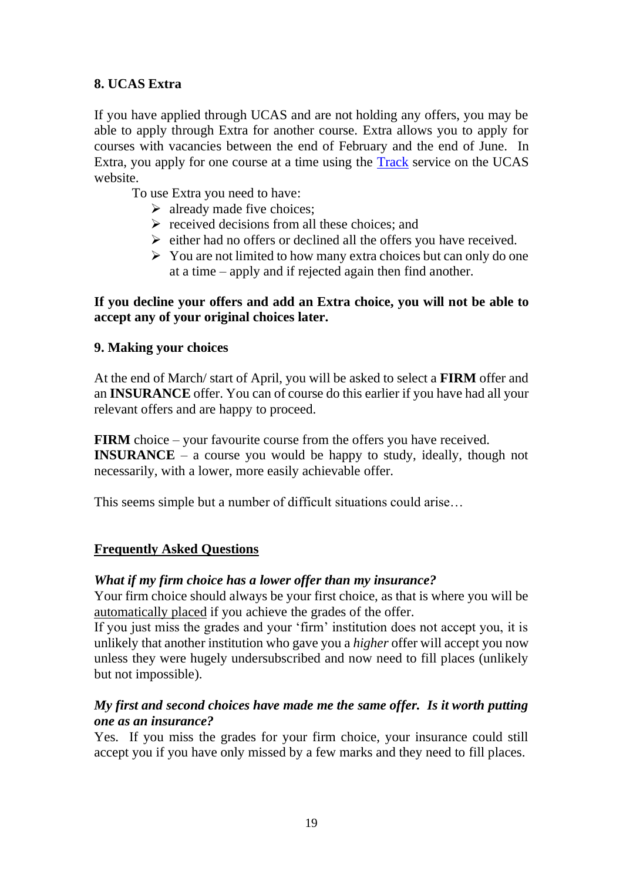## 8. UCAS Extra

If you have applied through UCAS and are not holding any offers, you may be able to apply through Extra for another course. Extra allows you to apply for courses with vacancies between the end of February and the end of June. In Extra, you apply for one course at a time using the [Track](Track) service on the UCAS website.

To use Extra you need to have:

- already made five choices;
- received decisions from all these choices; and
- either had no offers or declined all the offers you have received.
- You are not limited to how many extra choices but can only do one at a time – apply and if rejected again then find another.

**If you decline your offers and add an Extra choice, you will not be able to accept any of your original choices later.**

## 9. Making your choices

At the end of March/ start of April, you will be asked to select a **FIRM** offer and an **INSURANCE** offer. You can of course do this earlier if you have had all your relevant offers and are happy to proceed.

**FIRM** choice – your favourite course from the offers you have received.
**INSURANCE** – a course you would be happy to study, ideally, though not necessarily, with a lower, more easily achievable offer.

This seems simple but a number of difficult situations could arise…

## Frequently Asked Questions

***What if my firm choice has a lower offer than my insurance?***
Your firm choice should always be your first choice, as that is where you will be automatically placed if you achieve the grades of the offer.
If you just miss the grades and your 'firm' institution does not accept you, it is unlikely that another institution who gave you a *higher* offer will accept you now unless they were hugely undersubscribed and now need to fill places (unlikely but not impossible).

***My first and second choices have made me the same offer. Is it worth putting one as an insurance?***
Yes. If you miss the grades for your firm choice, your insurance could still accept you if you have only missed by a few marks and they need to fill places.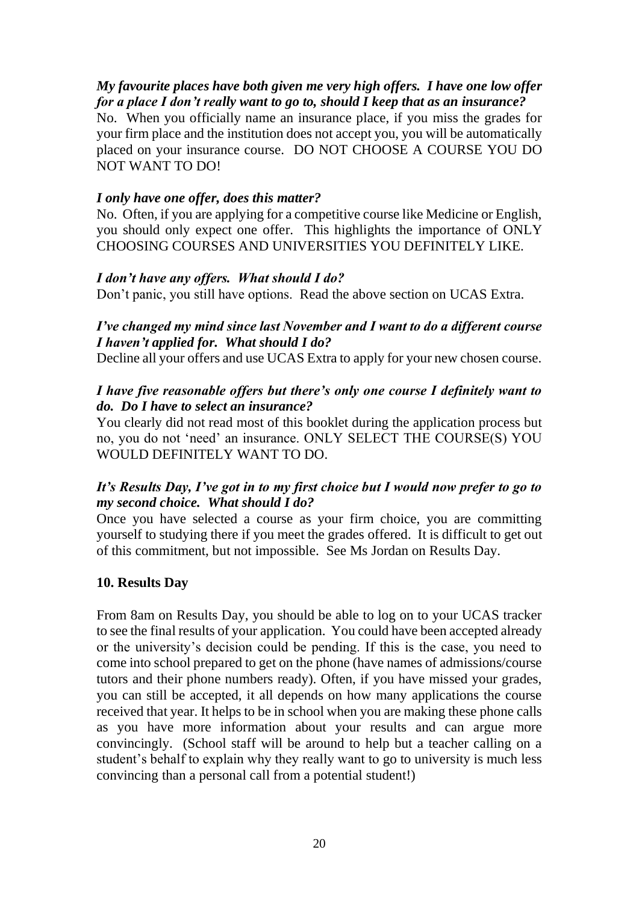***My favourite places have both given me very high offers. I have one low offer for a place I don't really want to go to, should I keep that as an insurance?***

No. When you officially name an insurance place, if you miss the grades for your firm place and the institution does not accept you, you will be automatically placed on your insurance course. DO NOT CHOOSE A COURSE YOU DO NOT WANT TO DO!

***I only have one offer, does this matter?***

No. Often, if you are applying for a competitive course like Medicine or English, you should only expect one offer. This highlights the importance of ONLY CHOOSING COURSES AND UNIVERSITIES YOU DEFINITELY LIKE.

***I don't have any offers. What should I do?***

Don't panic, you still have options. Read the above section on UCAS Extra.

***I've changed my mind since last November and I want to do a different course I haven't applied for. What should I do?***

Decline all your offers and use UCAS Extra to apply for your new chosen course.

***I have five reasonable offers but there's only one course I definitely want to do. Do I have to select an insurance?***

You clearly did not read most of this booklet during the application process but no, you do not 'need' an insurance. ONLY SELECT THE COURSE(S) YOU WOULD DEFINITELY WANT TO DO.

***It's Results Day, I've got in to my first choice but I would now prefer to go to my second choice. What should I do?***

Once you have selected a course as your firm choice, you are committing yourself to studying there if you meet the grades offered. It is difficult to get out of this commitment, but not impossible. See Ms Jordan on Results Day.

## 10. Results Day

From 8am on Results Day, you should be able to log on to your UCAS tracker to see the final results of your application. You could have been accepted already or the university's decision could be pending. If this is the case, you need to come into school prepared to get on the phone (have names of admissions/course tutors and their phone numbers ready). Often, if you have missed your grades, you can still be accepted, it all depends on how many applications the course received that year. It helps to be in school when you are making these phone calls as you have more information about your results and can argue more convincingly. (School staff will be around to help but a teacher calling on a student's behalf to explain why they really want to go to university is much less convincing than a personal call from a potential student!)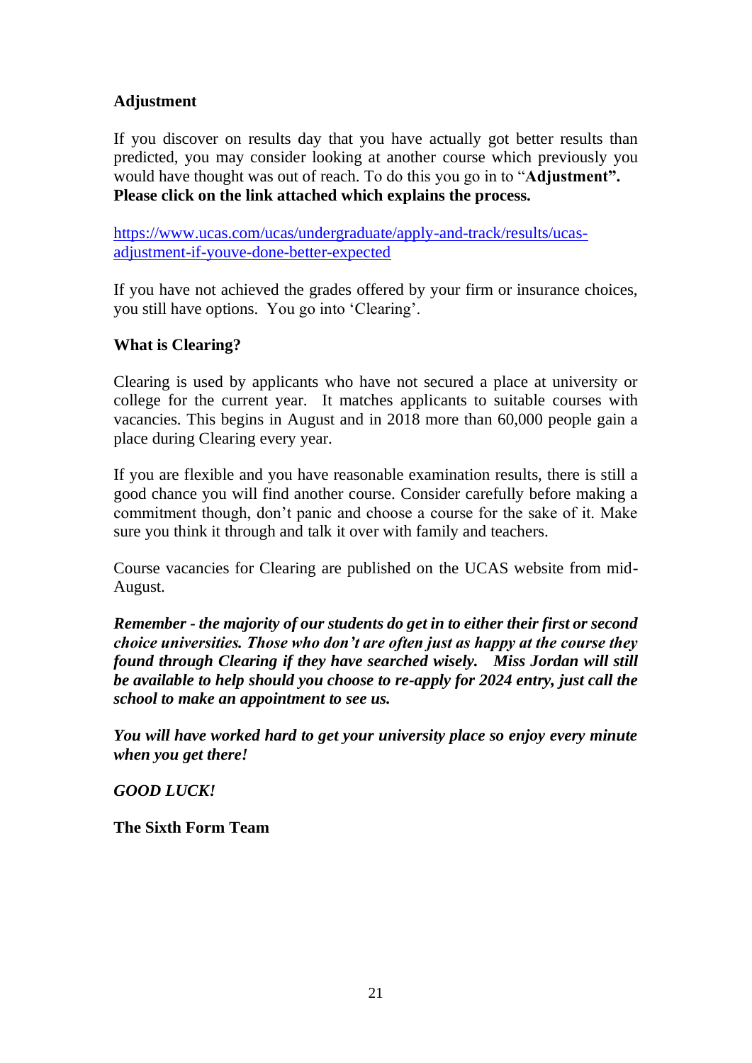**Adjustment**

If you discover on results day that you have actually got better results than predicted, you may consider looking at another course which previously you would have thought was out of reach. To do this you go in to "**Adjustment". Please click on the link attached which explains the process.**

[https://www.ucas.com/ucas/undergraduate/apply-and-track/results/ucas-adjustment-if-youve-done-better-expected](https://www.ucas.com/ucas/undergraduate/apply-and-track/results/ucas-adjustment-if-youve-done-better-expected)

If you have not achieved the grades offered by your firm or insurance choices, you still have options. You go into 'Clearing'.

**What is Clearing?**

Clearing is used by applicants who have not secured a place at university or college for the current year. It matches applicants to suitable courses with vacancies. This begins in August and in 2018 more than 60,000 people gain a place during Clearing every year.

If you are flexible and you have reasonable examination results, there is still a good chance you will find another course. Consider carefully before making a commitment though, don't panic and choose a course for the sake of it. Make sure you think it through and talk it over with family and teachers.

Course vacancies for Clearing are published on the UCAS website from mid-August.

***Remember - the majority of our students do get in to either their first or second choice universities. Those who don't are often just as happy at the course they found through Clearing if they have searched wisely. Miss Jordan will still be available to help should you choose to re-apply for 2024 entry, just call the school to make an appointment to see us.***

***You will have worked hard to get your university place so enjoy every minute when you get there!***

***GOOD LUCK!***

**The Sixth Form Team**